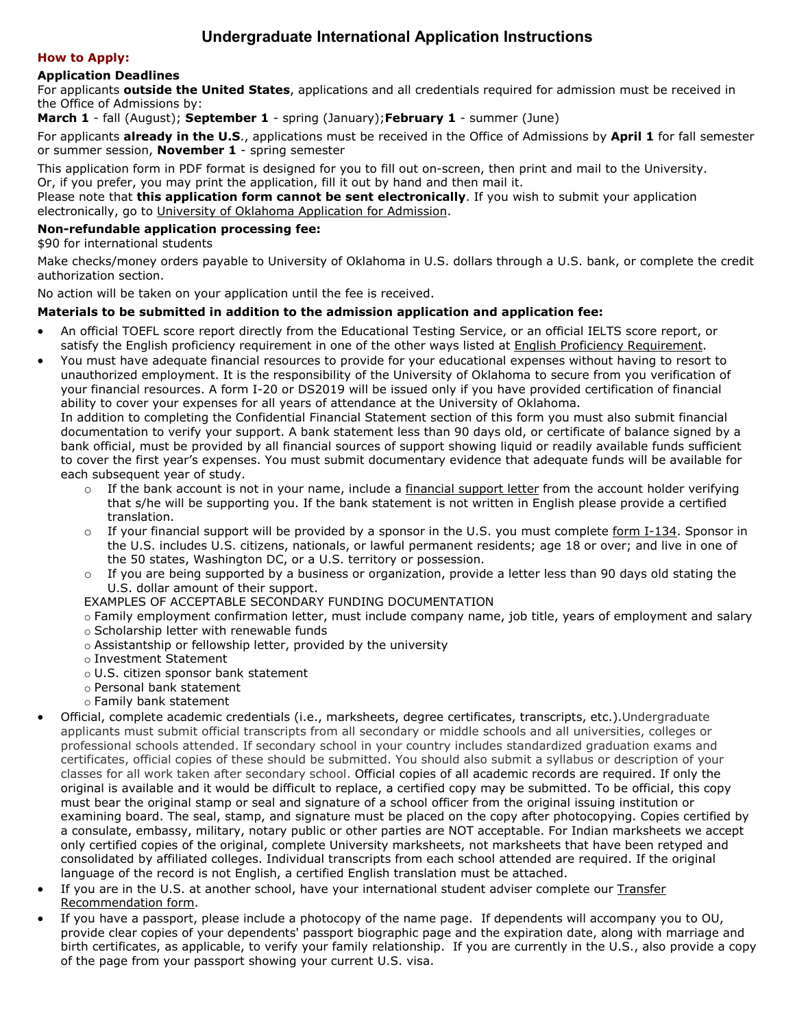# Undergraduate International Application Instructions

## How to Apply:

### Application Deadlines

For applicants **outside the United States**, applications and all credentials required for admission must be received in the Office of Admissions by:

**March 1** - fall (August); **September 1** - spring (January);**February 1** - summer (June)

For applicants **already in the U.S**., applications must be received in the Office of Admissions by **April 1** for fall semester or summer session, **November 1** - spring semester

This application form in PDF format is designed for you to fill out on-screen, then print and mail to the University. Or, if you prefer, you may print the application, fill it out by hand and then mail it.

Please note that **this application form cannot be sent electronically**. If you wish to submit your application electronically, go to University of Oklahoma Application for Admission.

### Non-refundable application processing fee:

$90 for international students

Make checks/money orders payable to University of Oklahoma in U.S. dollars through a U.S. bank, or complete the credit authorization section.

No action will be taken on your application until the fee is received.

### Materials to be submitted in addition to the admission application and application fee:

- An official TOEFL score report directly from the Educational Testing Service, or an official IELTS score report, or satisfy the English proficiency requirement in one of the other ways listed at English Proficiency Requirement.
- You must have adequate financial resources to provide for your educational expenses without having to resort to unauthorized employment. It is the responsibility of the University of Oklahoma to secure from you verification of your financial resources. A form I-20 or DS2019 will be issued only if you have provided certification of financial ability to cover your expenses for all years of attendance at the University of Oklahoma.
  In addition to completing the Confidential Financial Statement section of this form you must also submit financial documentation to verify your support. A bank statement less than 90 days old, or certificate of balance signed by a bank official, must be provided by all financial sources of support showing liquid or readily available funds sufficient to cover the first year's expenses. You must submit documentary evidence that adequate funds will be available for each subsequent year of study.
  - If the bank account is not in your name, include a financial support letter from the account holder verifying that s/he will be supporting you. If the bank statement is not written in English please provide a certified translation.
  - If your financial support will be provided by a sponsor in the U.S. you must complete form I-134. Sponsor in the U.S. includes U.S. citizens, nationals, or lawful permanent residents; age 18 or over; and live in one of the 50 states, Washington DC, or a U.S. territory or possession.
  - If you are being supported by a business or organization, provide a letter less than 90 days old stating the U.S. dollar amount of their support.

  EXAMPLES OF ACCEPTABLE SECONDARY FUNDING DOCUMENTATION
  - Family employment confirmation letter, must include company name, job title, years of employment and salary
  - Scholarship letter with renewable funds
  - Assistantship or fellowship letter, provided by the university
  - Investment Statement
  - U.S. citizen sponsor bank statement
  - Personal bank statement
  - Family bank statement
- Official, complete academic credentials (i.e., marksheets, degree certificates, transcripts, etc.).Undergraduate applicants must submit official transcripts from all secondary or middle schools and all universities, colleges or professional schools attended. If secondary school in your country includes standardized graduation exams and certificates, official copies of these should be submitted. You should also submit a syllabus or description of your classes for all work taken after secondary school. Official copies of all academic records are required. If only the original is available and it would be difficult to replace, a certified copy may be submitted. To be official, this copy must bear the original stamp or seal and signature of a school officer from the original issuing institution or examining board. The seal, stamp, and signature must be placed on the copy after photocopying. Copies certified by a consulate, embassy, military, notary public or other parties are NOT acceptable. For Indian marksheets we accept only certified copies of the original, complete University marksheets, not marksheets that have been retyped and consolidated by affiliated colleges. Individual transcripts from each school attended are required. If the original language of the record is not English, a certified English translation must be attached.
- If you are in the U.S. at another school, have your international student adviser complete our Transfer Recommendation form.
- If you have a passport, please include a photocopy of the name page. If dependents will accompany you to OU, provide clear copies of your dependents' passport biographic page and the expiration date, along with marriage and birth certificates, as applicable, to verify your family relationship. If you are currently in the U.S., also provide a copy of the page from your passport showing your current U.S. visa.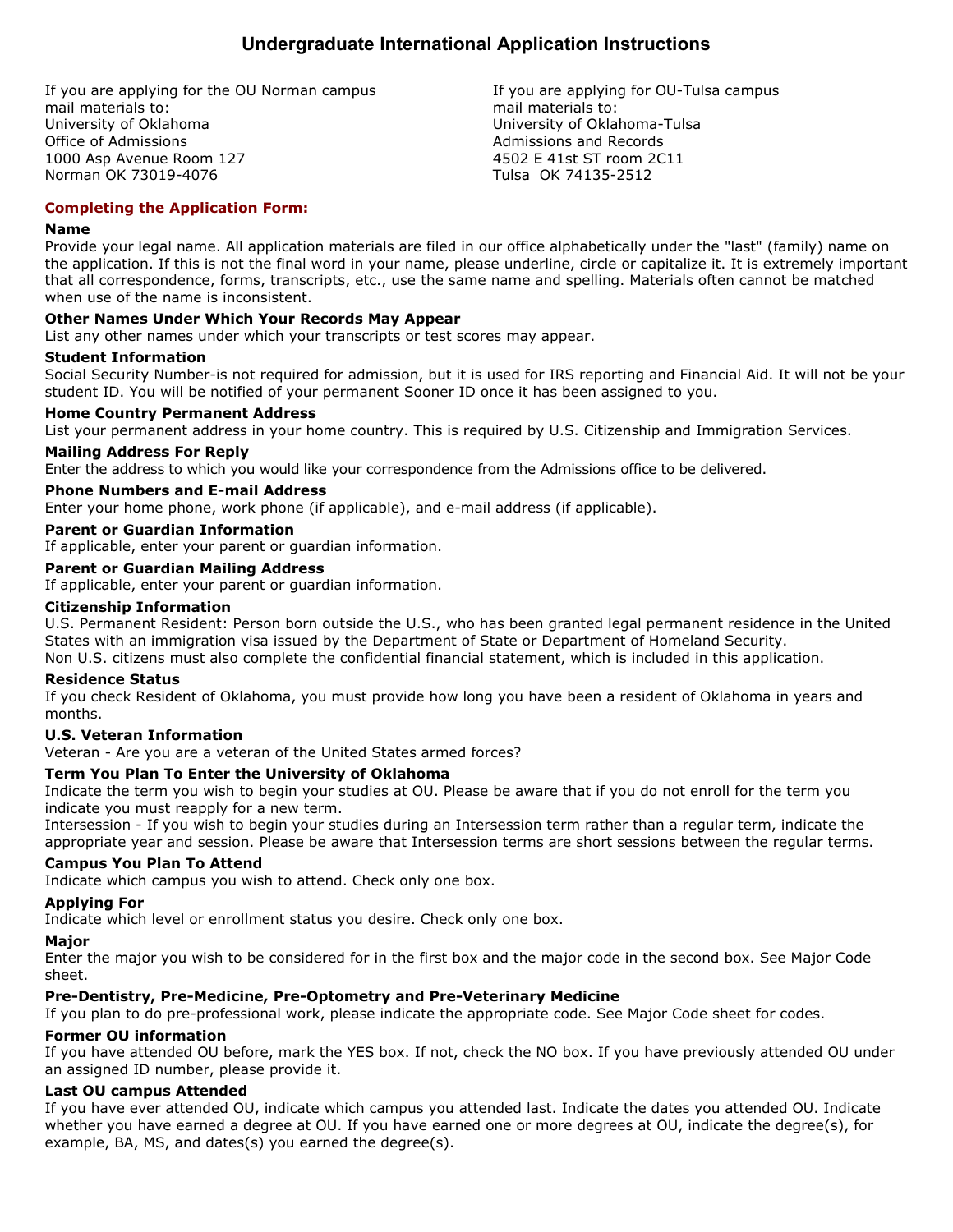# Undergraduate International Application Instructions

If you are applying for the OU Norman campus
mail materials to:
University of Oklahoma
Office of Admissions
1000 Asp Avenue Room 127
Norman OK 73019-4076

If you are applying for OU-Tulsa campus
mail materials to:
University of Oklahoma-Tulsa
Admissions and Records
4502 E 41st ST room 2C11
Tulsa OK 74135-2512

## Completing the Application Form:

**Name**

Provide your legal name. All application materials are filed in our office alphabetically under the "last" (family) name on the application. If this is not the final word in your name, please underline, circle or capitalize it. It is extremely important that all correspondence, forms, transcripts, etc., use the same name and spelling. Materials often cannot be matched when use of the name is inconsistent.

**Other Names Under Which Your Records May Appear**

List any other names under which your transcripts or test scores may appear.

**Student Information**

Social Security Number-is not required for admission, but it is used for IRS reporting and Financial Aid. It will not be your student ID. You will be notified of your permanent Sooner ID once it has been assigned to you.

**Home Country Permanent Address**

List your permanent address in your home country. This is required by U.S. Citizenship and Immigration Services.

**Mailing Address For Reply**

Enter the address to which you would like your correspondence from the Admissions office to be delivered.

**Phone Numbers and E-mail Address**

Enter your home phone, work phone (if applicable), and e-mail address (if applicable).

**Parent or Guardian Information**

If applicable, enter your parent or guardian information.

**Parent or Guardian Mailing Address**

If applicable, enter your parent or guardian information.

**Citizenship Information**

U.S. Permanent Resident: Person born outside the U.S., who has been granted legal permanent residence in the United States with an immigration visa issued by the Department of State or Department of Homeland Security.
Non U.S. citizens must also complete the confidential financial statement, which is included in this application.

**Residence Status**

If you check Resident of Oklahoma, you must provide how long you have been a resident of Oklahoma in years and months.

**U.S. Veteran Information**

Veteran - Are you are a veteran of the United States armed forces?

**Term You Plan To Enter the University of Oklahoma**

Indicate the term you wish to begin your studies at OU. Please be aware that if you do not enroll for the term you indicate you must reapply for a new term.
Intersession - If you wish to begin your studies during an Intersession term rather than a regular term, indicate the appropriate year and session. Please be aware that Intersession terms are short sessions between the regular terms.

**Campus You Plan To Attend**

Indicate which campus you wish to attend. Check only one box.

**Applying For**

Indicate which level or enrollment status you desire. Check only one box.

**Major**

Enter the major you wish to be considered for in the first box and the major code in the second box. See Major Code sheet.

**Pre-Dentistry, Pre-Medicine, Pre-Optometry and Pre-Veterinary Medicine**

If you plan to do pre-professional work, please indicate the appropriate code. See Major Code sheet for codes.

**Former OU information**

If you have attended OU before, mark the YES box. If not, check the NO box. If you have previously attended OU under an assigned ID number, please provide it.

**Last OU campus Attended**

If you have ever attended OU, indicate which campus you attended last. Indicate the dates you attended OU. Indicate whether you have earned a degree at OU. If you have earned one or more degrees at OU, indicate the degree(s), for example, BA, MS, and dates(s) you earned the degree(s).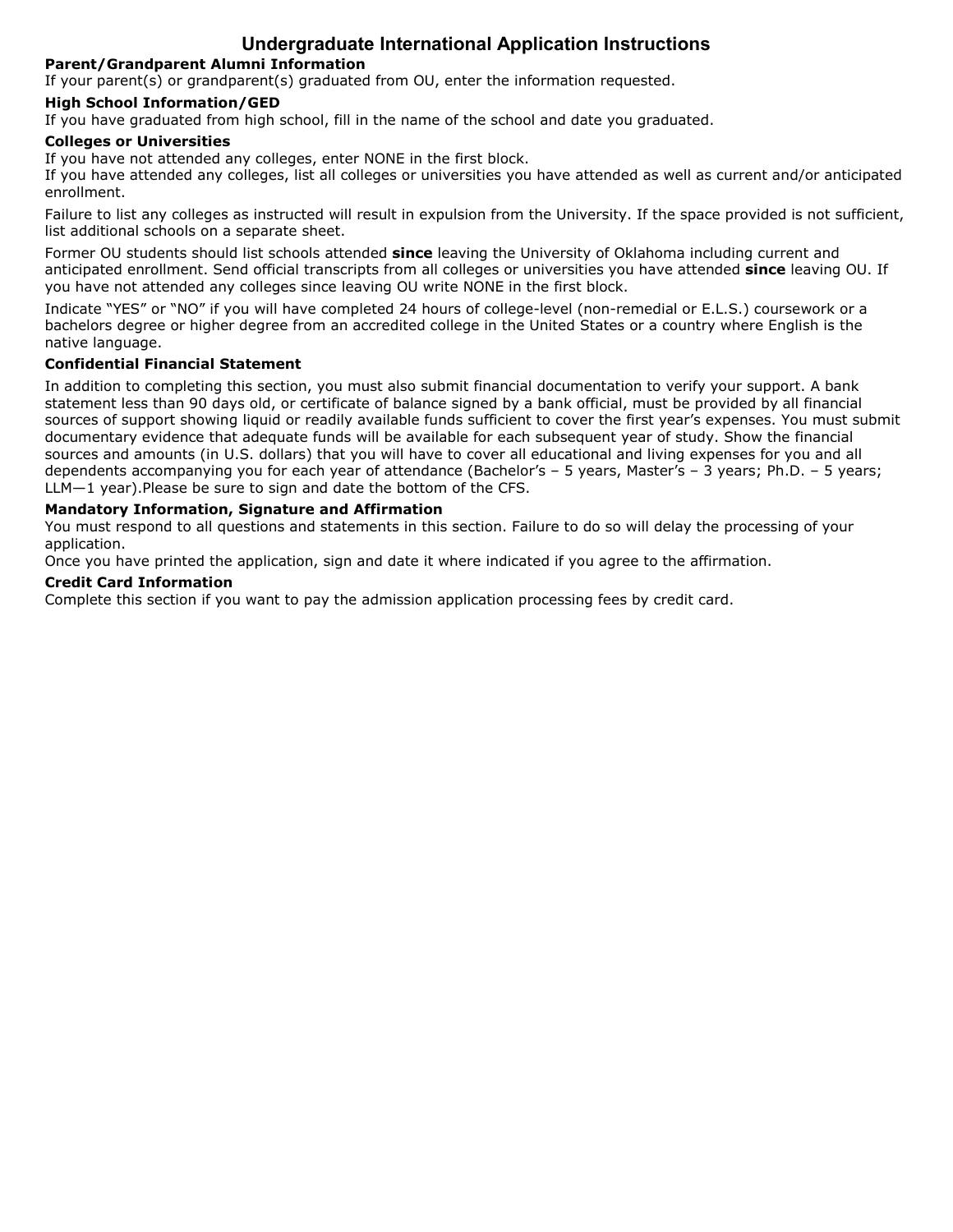# Undergraduate International Application Instructions

**Parent/Grandparent Alumni Information**

If your parent(s) or grandparent(s) graduated from OU, enter the information requested.

**High School Information/GED**

If you have graduated from high school, fill in the name of the school and date you graduated.

**Colleges or Universities**

If you have not attended any colleges, enter NONE in the first block.

If you have attended any colleges, list all colleges or universities you have attended as well as current and/or anticipated enrollment.

Failure to list any colleges as instructed will result in expulsion from the University. If the space provided is not sufficient, list additional schools on a separate sheet.

Former OU students should list schools attended **since** leaving the University of Oklahoma including current and anticipated enrollment. Send official transcripts from all colleges or universities you have attended **since** leaving OU. If you have not attended any colleges since leaving OU write NONE in the first block.

Indicate "YES" or "NO" if you will have completed 24 hours of college-level (non-remedial or E.L.S.) coursework or a bachelors degree or higher degree from an accredited college in the United States or a country where English is the native language.

**Confidential Financial Statement**

In addition to completing this section, you must also submit financial documentation to verify your support. A bank statement less than 90 days old, or certificate of balance signed by a bank official, must be provided by all financial sources of support showing liquid or readily available funds sufficient to cover the first year's expenses. You must submit documentary evidence that adequate funds will be available for each subsequent year of study. Show the financial sources and amounts (in U.S. dollars) that you will have to cover all educational and living expenses for you and all dependents accompanying you for each year of attendance (Bachelor's – 5 years, Master's – 3 years; Ph.D. – 5 years; LLM—1 year).Please be sure to sign and date the bottom of the CFS.

**Mandatory Information, Signature and Affirmation**

You must respond to all questions and statements in this section. Failure to do so will delay the processing of your application.

Once you have printed the application, sign and date it where indicated if you agree to the affirmation.

**Credit Card Information**

Complete this section if you want to pay the admission application processing fees by credit card.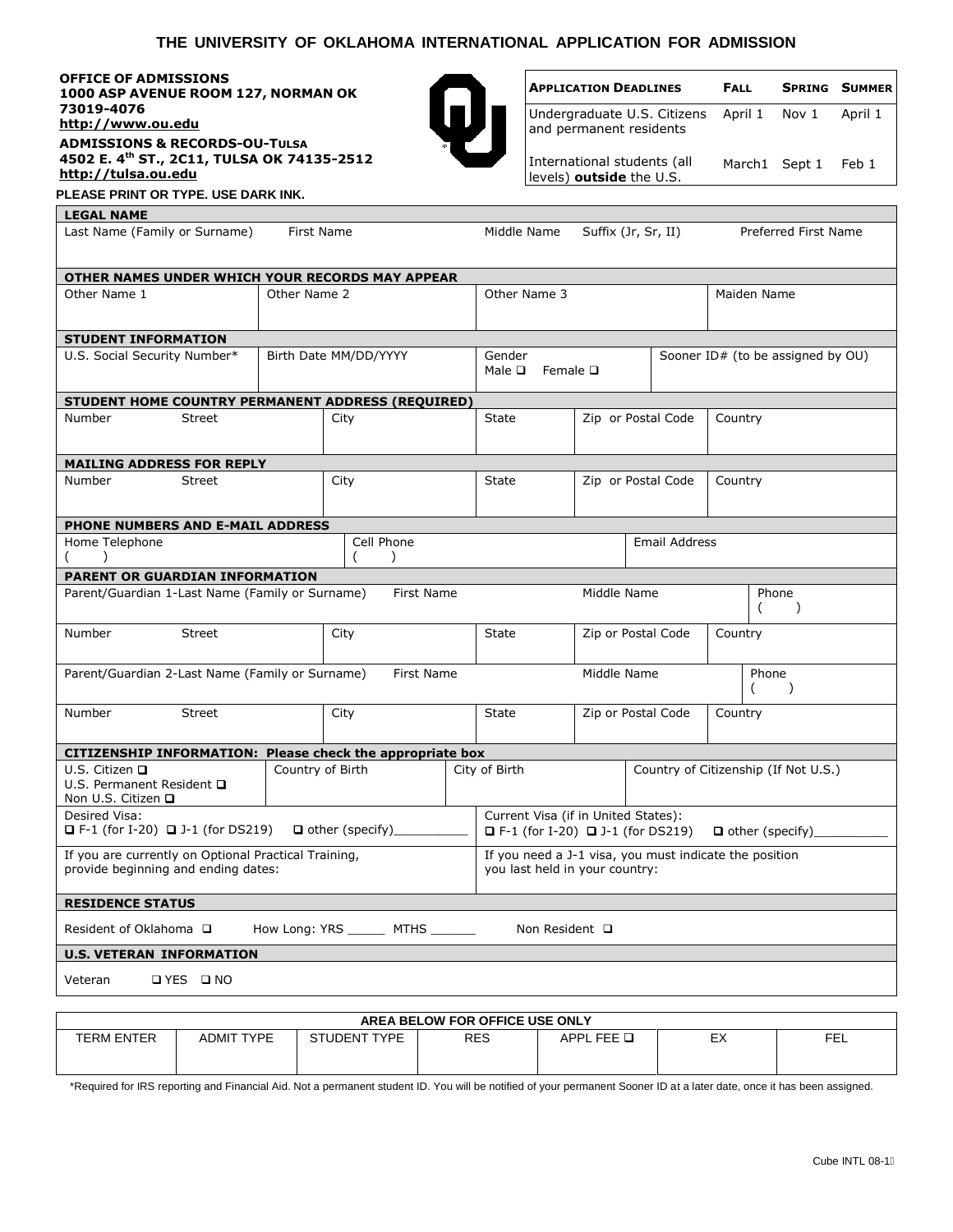# THE UNIVERSITY OF OKLAHOMA INTERNATIONAL APPLICATION FOR ADMISSION

**OFFICE OF ADMISSIONS**
**1000 ASP AVENUE ROOM 127, NORMAN OK 73019-4076**
**http://www.ou.edu**

**ADMISSIONS & RECORDS-OU-TULSA**
**4502 E. 4th ST., 2C11, TULSA OK 74135-2512**
**http://tulsa.ou.edu**

| APPLICATION DEADLINES | FALL | SPRING | SUMMER |
|---|---|---|---|
| Undergraduate U.S. Citizens and permanent residents | April 1 | Nov 1 | April 1 |
| International students (all levels) **outside** the U.S. | March1 | Sept 1 | Feb 1 |

**PLEASE PRINT OR TYPE. USE DARK INK.**

**LEGAL NAME**

| Last Name (Family or Surname) | First Name | Middle Name | Suffix (Jr, Sr, II) | Preferred First Name |
|---|---|---|---|---|
| | | | | |

**OTHER NAMES UNDER WHICH YOUR RECORDS MAY APPEAR**

| Other Name 1 | Other Name 2 | Other Name 3 | Maiden Name |
|---|---|---|---|
| | | | |

**STUDENT INFORMATION**

| U.S. Social Security Number* | Birth Date MM/DD/YYYY | Gender Male ❑ Female ❑ | Sooner ID# (to be assigned by OU) |
|---|---|---|---|
| | | | |

**STUDENT HOME COUNTRY PERMANENT ADDRESS (REQUIRED)**

| Number Street | City | State | Zip or Postal Code | Country |
|---|---|---|---|---|
| | | | | |

**MAILING ADDRESS FOR REPLY**

| Number Street | City | State | Zip or Postal Code | Country |
|---|---|---|---|---|
| | | | | |

**PHONE NUMBERS AND E-MAIL ADDRESS**

| Home Telephone | Cell Phone | Email Address |
|---|---|---|
| ( ) | ( ) | |

**PARENT OR GUARDIAN INFORMATION**

| Parent/Guardian 1-Last Name (Family or Surname) | First Name | Middle Name | Phone |
|---|---|---|---|
| | | | ( ) |

| Number Street | City | State | Zip or Postal Code | Country |
|---|---|---|---|---|
| | | | | |

| Parent/Guardian 2-Last Name (Family or Surname) | First Name | Middle Name | Phone |
|---|---|---|---|
| | | | ( ) |

| Number Street | City | State | Zip or Postal Code | Country |
|---|---|---|---|---|
| | | | | |

**CITIZENSHIP INFORMATION: Please check the appropriate box**

| U.S. Citizen ❑ U.S. Permanent Resident ❑ Non U.S. Citizen ❑ | Country of Birth | City of Birth | Country of Citizenship (If Not U.S.) |
|---|---|---|---|
| | | | |

| Desired Visa: ❑ F-1 (for I-20) ❑ J-1 (for DS219) ❑ other (specify)__________ | Current Visa (if in United States): ❑ F-1 (for I-20) ❑ J-1 (for DS219) ❑ other (specify)__________ |
|---|---|
| If you are currently on Optional Practical Training, provide beginning and ending dates: | If you need a J-1 visa, you must indicate the position you last held in your country: |

**RESIDENCE STATUS**

Resident of Oklahoma ❑ How Long: YRS _____ MTHS ______ Non Resident ❑

**U.S. VETERAN INFORMATION**

Veteran ❑ YES ❑ NO

**AREA BELOW FOR OFFICE USE ONLY**

| TERM ENTER | ADMIT TYPE | STUDENT TYPE | RES | APPL FEE ❑ | EX | FEL |
|---|---|---|---|---|---|---|
| | | | | | | |

*Required for IRS reporting and Financial Aid. Not a permanent student ID. You will be notified of your permanent Sooner ID at a later date, once it has been assigned.

Cube INTL 08-1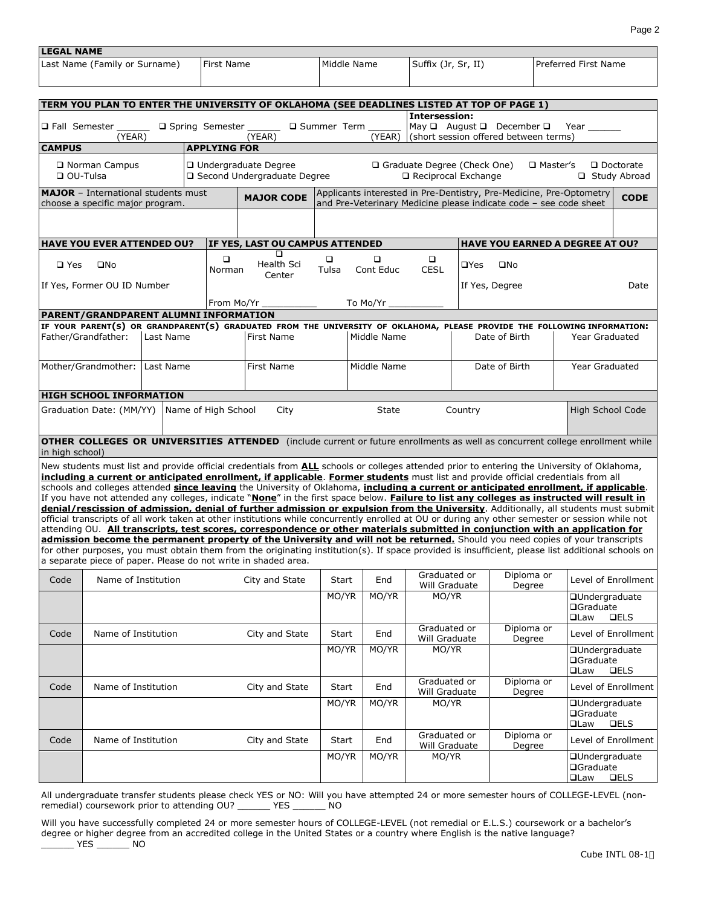## LEGAL NAME

| Last Name (Family or Surname) | First Name | Middle Name | Suffix (Jr, Sr, II) | Preferred First Name |
|---|---|---|---|---|
| | | | | |

## TERM YOU PLAN TO ENTER THE UNIVERSITY OF OKLAHOMA (SEE DEADLINES LISTED AT TOP OF PAGE 1)

❑ Fall Semester ______ (YEAR) ❑ Spring Semester ______ (YEAR) ❑ Summer Term ______ (YEAR)

**Intersession:** May ❑ August ❑ December ❑ Year ______ (short session offered between terms)

| **CAMPUS** | **APPLYING FOR** |
|---|---|
| ❑ Norman Campus<br>❑ OU-Tulsa | ❑ Undergraduate Degree ❑ Graduate Degree (Check One) ❑ Master's ❑ Doctorate<br>❑ Second Undergraduate Degree ❑ Reciprocal Exchange ❑ Study Abroad |

| **MAJOR** – International students must choose a specific major program. | **MAJOR CODE** | Applicants interested in Pre-Dentistry, Pre-Medicine, Pre-Optometry and Pre-Veterinary Medicine please indicate code – see code sheet | **CODE** |
|---|---|---|---|
| | | | |

| **HAVE YOU EVER ATTENDED OU?** | **IF YES, LAST OU CAMPUS ATTENDED** | **HAVE YOU EARNED A DEGREE AT OU?** |
|---|---|---|
| ❑ Yes ❑No | ❑ Norman ❑ Health Sci Center ❑ Tulsa ❑ Cont Educ ❑ CESL | ❑Yes ❑No |
| If Yes, Former OU ID Number | From Mo/Yr __________ To Mo/Yr __________ | If Yes, Degree Date |

## PARENT/GRANDPARENT ALUMNI INFORMATION

IF YOUR PARENT(S) OR GRANDPARENT(S) GRADUATED FROM THE UNIVERSITY OF OKLAHOMA, PLEASE PROVIDE THE FOLLOWING INFORMATION:

| | Last Name | First Name | Middle Name | Date of Birth | Year Graduated |
|---|---|---|---|---|---|
| Father/Grandfather: | | | | | |
| Mother/Grandmother: | | | | | |

## HIGH SCHOOL INFORMATION

| Graduation Date: (MM/YY) | Name of High School | City | State | Country | High School Code |
|---|---|---|---|---|---|
| | | | | | |

**OTHER COLLEGES OR UNIVERSITIES ATTENDED** (include current or future enrollments as well as concurrent college enrollment while in high school)

New students must list and provide official credentials from **ALL** schools or colleges attended prior to entering the University of Oklahoma, **including a current or anticipated enrollment, if applicable**. **Former students** must list and provide official credentials from all schools and colleges attended **since leaving** the University of Oklahoma, **including a current or anticipated enrollment, if applicable**. If you have not attended any colleges, indicate "**None**" in the first space below. **Failure to list any colleges as instructed will result in denial/rescission of admission, denial of further admission or expulsion from the University**. Additionally, all students must submit official transcripts of all work taken at other institutions while concurrently enrolled at OU or during any other semester or session while not attending OU. **All transcripts, test scores, correspondence or other materials submitted in conjunction with an application for admission become the permanent property of the University and will not be returned.** Should you need copies of your transcripts for other purposes, you must obtain them from the originating institution(s). If space provided is insufficient, please list additional schools on a separate piece of paper. Please do not write in shaded area.

| Code | Name of Institution | City and State | Start | End | Graduated or Will Graduate | Diploma or Degree | Level of Enrollment |
|---|---|---|---|---|---|---|---|
| | | | MO/YR | MO/YR | MO/YR | | ❑Undergraduate ❑Graduate ❑Law ❑ELS |
| Code | Name of Institution | City and State | Start | End | Graduated or Will Graduate | Diploma or Degree | Level of Enrollment |
| | | | MO/YR | MO/YR | MO/YR | | ❑Undergraduate ❑Graduate ❑Law ❑ELS |
| Code | Name of Institution | City and State | Start | End | Graduated or Will Graduate | Diploma or Degree | Level of Enrollment |
| | | | MO/YR | MO/YR | MO/YR | | ❑Undergraduate ❑Graduate ❑Law ❑ELS |
| Code | Name of Institution | City and State | Start | End | Graduated or Will Graduate | Diploma or Degree | Level of Enrollment |
| | | | MO/YR | MO/YR | MO/YR | | ❑Undergraduate ❑Graduate ❑Law ❑ELS |

All undergraduate transfer students please check YES or NO: Will you have attempted 24 or more semester hours of COLLEGE-LEVEL (non-remedial) coursework prior to attending OU? ______ YES ______ NO

Will you have successfully completed 24 or more semester hours of COLLEGE-LEVEL (not remedial or E.L.S.) coursework or a bachelor's degree or higher degree from an accredited college in the United States or a country where English is the native language? ______ YES ______ NO

Cube INTL 08-1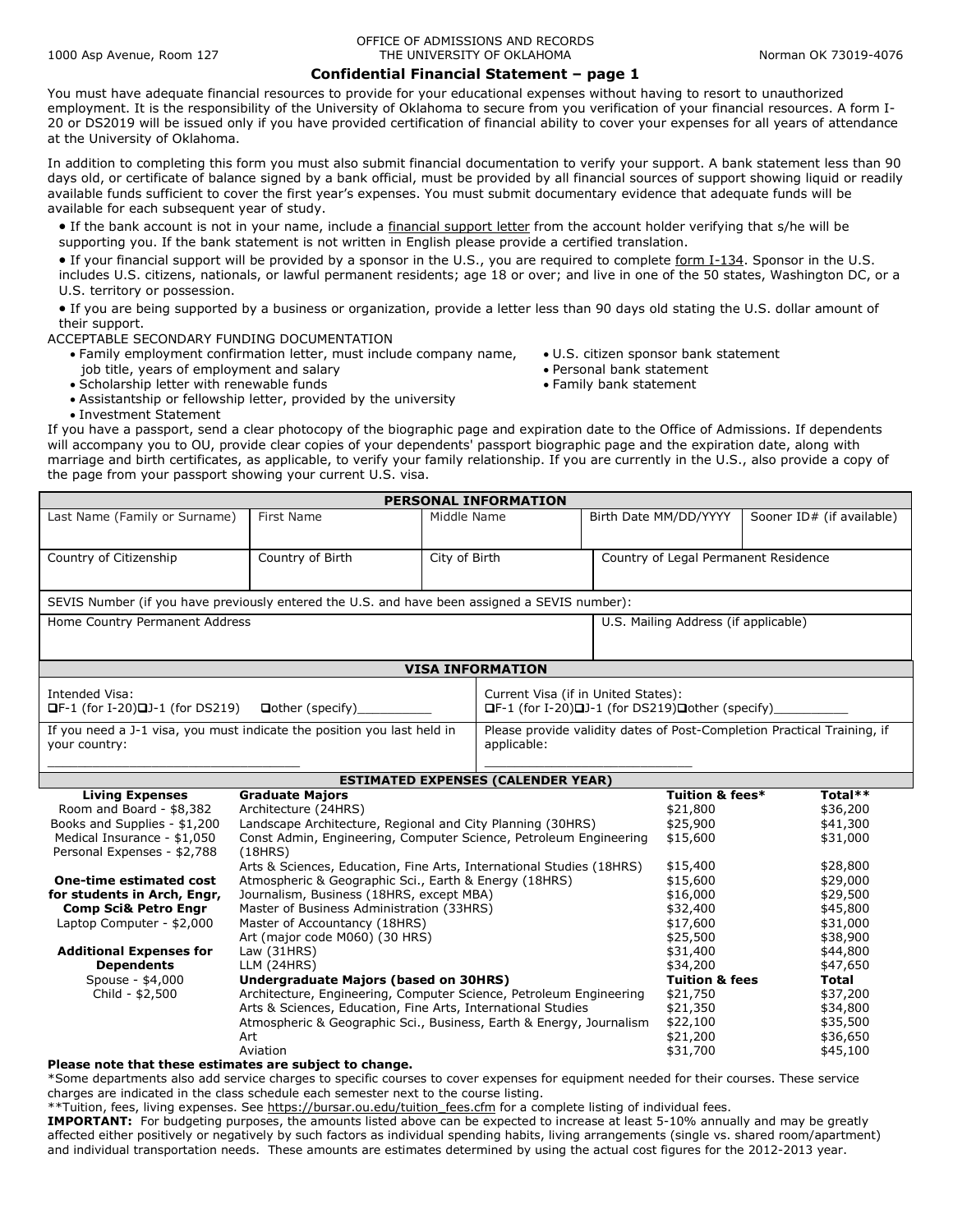1000 Asp Avenue, Room 127 | OFFICE OF ADMISSIONS AND RECORDS THE UNIVERSITY OF OKLAHOMA | Norman OK 73019-4076

## Confidential Financial Statement – page 1

You must have adequate financial resources to provide for your educational expenses without having to resort to unauthorized employment. It is the responsibility of the University of Oklahoma to secure from you verification of your financial resources. A form I-20 or DS2019 will be issued only if you have provided certification of financial ability to cover your expenses for all years of attendance at the University of Oklahoma.

In addition to completing this form you must also submit financial documentation to verify your support. A bank statement less than 90 days old, or certificate of balance signed by a bank official, must be provided by all financial sources of support showing liquid or readily available funds sufficient to cover the first year's expenses. You must submit documentary evidence that adequate funds will be available for each subsequent year of study.

- If the bank account is not in your name, include a financial support letter from the account holder verifying that s/he will be supporting you. If the bank statement is not written in English please provide a certified translation.
- If your financial support will be provided by a sponsor in the U.S., you are required to complete form I-134. Sponsor in the U.S. includes U.S. citizens, nationals, or lawful permanent residents; age 18 or over; and live in one of the 50 states, Washington DC, or a U.S. territory or possession.
- If you are being supported by a business or organization, provide a letter less than 90 days old stating the U.S. dollar amount of their support.

ACCEPTABLE SECONDARY FUNDING DOCUMENTATION

- Family employment confirmation letter, must include company name, job title, years of employment and salary
- Scholarship letter with renewable funds
- Assistantship or fellowship letter, provided by the university
- Investment Statement
- U.S. citizen sponsor bank statement
- Personal bank statement
- Family bank statement

If you have a passport, send a clear photocopy of the biographic page and expiration date to the Office of Admissions. If dependents will accompany you to OU, provide clear copies of your dependents' passport biographic page and the expiration date, along with marriage and birth certificates, as applicable, to verify your family relationship. If you are currently in the U.S., also provide a copy of the page from your passport showing your current U.S. visa.

| PERSONAL INFORMATION | | | | |
|---|---|---|---|---|
| Last Name (Family or Surname) | First Name | Middle Name | Birth Date MM/DD/YYYY | Sooner ID# (if available) |
| Country of Citizenship | Country of Birth | City of Birth | Country of Legal Permanent Residence | |
| SEVIS Number (if you have previously entered the U.S. and have been assigned a SEVIS number): | | | | |
| Home Country Permanent Address | | | U.S. Mailing Address (if applicable) | |

| VISA INFORMATION | |
|---|---|
| Intended Visa: ❑F-1 (for I-20) ❑J-1 (for DS219) ❑other (specify)__________ | Current Visa (if in United States): ❑F-1 (for I-20) ❑J-1 (for DS219) ❑other (specify)__________ |
| If you need a J-1 visa, you must indicate the position you last held in your country: ________________________________ | Please provide validity dates of Post-Completion Practical Training, if applicable: ___________________________ |

### ESTIMATED EXPENSES (CALENDER YEAR)

**Living Expenses**
- Room and Board - $8,382
- Books and Supplies - $1,200
- Medical Insurance - $1,050
- Personal Expenses - $2,788

**One-time estimated cost for students in Arch, Engr, Comp Sci& Petro Engr**
- Laptop Computer - $2,000

**Additional Expenses for Dependents**
- Spouse - $4,000
- Child - $2,500

| **Graduate Majors** | **Tuition & fees*** | **Total**** |
|---|---|---|
| Architecture (24HRS) | $21,800 | $36,200 |
| Landscape Architecture, Regional and City Planning (30HRS) | $25,900 | $41,300 |
| Const Admin, Engineering, Computer Science, Petroleum Engineering (18HRS) | $15,600 | $31,000 |
| Arts & Sciences, Education, Fine Arts, International Studies (18HRS) | $15,400 | $28,800 |
| Atmospheric & Geographic Sci., Earth & Energy (18HRS) | $15,600 | $29,000 |
| Journalism, Business (18HRS, except MBA) | $16,000 | $29,500 |
| Master of Business Administration (33HRS) | $32,400 | $45,800 |
| Master of Accountancy (18HRS) | $17,600 | $31,000 |
| Art (major code M060) (30 HRS) | $25,500 | $38,900 |
| Law (31HRS) | $31,400 | $44,800 |
| LLM (24HRS) | $34,200 | $47,650 |
| **Undergraduate Majors (based on 30HRS)** | **Tuition & fees** | **Total** |
| Architecture, Engineering, Computer Science, Petroleum Engineering | $21,750 | $37,200 |
| Arts & Sciences, Education, Fine Arts, International Studies | $21,350 | $34,800 |
| Atmospheric & Geographic Sci., Business, Earth & Energy, Journalism | $22,100 | $35,500 |
| Art | $21,200 | $36,650 |
| Aviation | $31,700 | $45,100 |

**Please note that these estimates are subject to change.**

*Some departments also add service charges to specific courses to cover expenses for equipment needed for their courses. These service charges are indicated in the class schedule each semester next to the course listing.

**Tuition, fees, living expenses. See https://bursar.ou.edu/tuition_fees.cfm for a complete listing of individual fees.

**IMPORTANT:** For budgeting purposes, the amounts listed above can be expected to increase at least 5-10% annually and may be greatly affected either positively or negatively by such factors as individual spending habits, living arrangements (single vs. shared room/apartment) and individual transportation needs. These amounts are estimates determined by using the actual cost figures for the 2012-2013 year.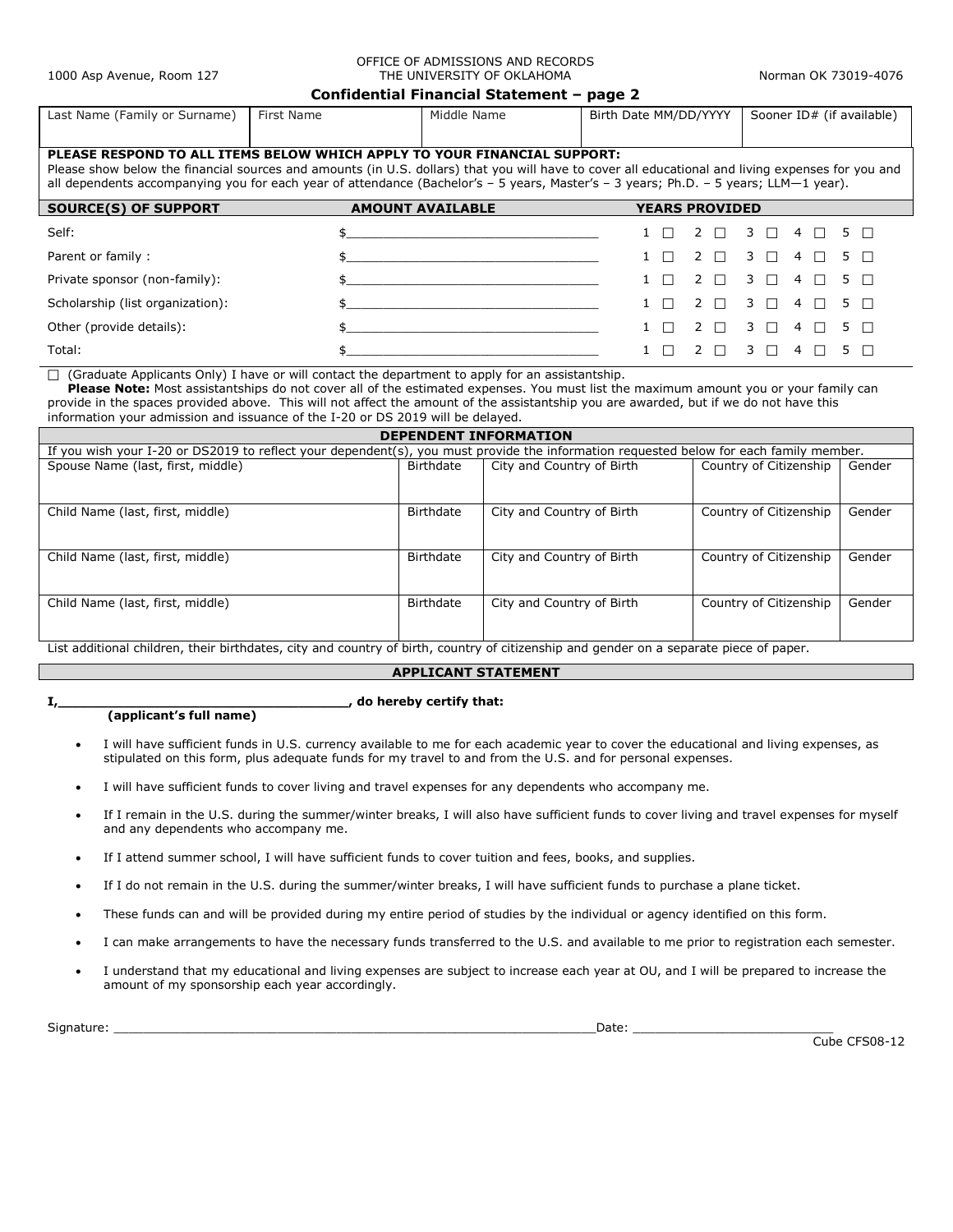1000 Asp Avenue, Room 127 | OFFICE OF ADMISSIONS AND RECORDS THE UNIVERSITY OF OKLAHOMA | Norman OK 73019-4076

## Confidential Financial Statement – page 2

| Last Name (Family or Surname) | First Name | Middle Name | Birth Date MM/DD/YYYY | Sooner ID# (if available) |
|---|---|---|---|---|
| | | | | |

**PLEASE RESPOND TO ALL ITEMS BELOW WHICH APPLY TO YOUR FINANCIAL SUPPORT:**
Please show below the financial sources and amounts (in U.S. dollars) that you will have to cover all educational and living expenses for you and all dependents accompanying you for each year of attendance (Bachelor's – 5 years, Master's – 3 years; Ph.D. – 5 years; LLM—1 year).

| SOURCE(S) OF SUPPORT | AMOUNT AVAILABLE | YEARS PROVIDED |
|---|---|---|
| Self: | $__________ | 1 ☐ 2 ☐ 3 ☐ 4 ☐ 5 ☐ |
| Parent or family : | $__________ | 1 ☐ 2 ☐ 3 ☐ 4 ☐ 5 ☐ |
| Private sponsor (non-family): | $__________ | 1 ☐ 2 ☐ 3 ☐ 4 ☐ 5 ☐ |
| Scholarship (list organization): | $__________ | 1 ☐ 2 ☐ 3 ☐ 4 ☐ 5 ☐ |
| Other (provide details): | $__________ | 1 ☐ 2 ☐ 3 ☐ 4 ☐ 5 ☐ |
| Total: | $__________ | 1 ☐ 2 ☐ 3 ☐ 4 ☐ 5 ☐ |

☐ (Graduate Applicants Only) I have or will contact the department to apply for an assistantship.
**Please Note:** Most assistantships do not cover all of the estimated expenses. You must list the maximum amount you or your family can provide in the spaces provided above. This will not affect the amount of the assistantship you are awarded, but if we do not have this information your admission and issuance of the I-20 or DS 2019 will be delayed.

### DEPENDENT INFORMATION

If you wish your I-20 or DS2019 to reflect your dependent(s), you must provide the information requested below for each family member.

| Name | Birthdate | City and Country of Birth | Country of Citizenship | Gender |
|---|---|---|---|---|
| Spouse Name (last, first, middle) | | | | |
| Child Name (last, first, middle) | | | | |
| Child Name (last, first, middle) | | | | |
| Child Name (last, first, middle) | | | | |

List additional children, their birthdates, city and country of birth, country of citizenship and gender on a separate piece of paper.

### APPLICANT STATEMENT

**I,____________________________________, do hereby certify that:**
**(applicant's full name)**

- I will have sufficient funds in U.S. currency available to me for each academic year to cover the educational and living expenses, as stipulated on this form, plus adequate funds for my travel to and from the U.S. and for personal expenses.
- I will have sufficient funds to cover living and travel expenses for any dependents who accompany me.
- If I remain in the U.S. during the summer/winter breaks, I will also have sufficient funds to cover living and travel expenses for myself and any dependents who accompany me.
- If I attend summer school, I will have sufficient funds to cover tuition and fees, books, and supplies.
- If I do not remain in the U.S. during the summer/winter breaks, I will have sufficient funds to purchase a plane ticket.
- These funds can and will be provided during my entire period of studies by the individual or agency identified on this form.
- I can make arrangements to have the necessary funds transferred to the U.S. and available to me prior to registration each semester.
- I understand that my educational and living expenses are subject to increase each year at OU, and I will be prepared to increase the amount of my sponsorship each year accordingly.

Signature: ____________________________________________Date: ___________________________

Cube CFS08-12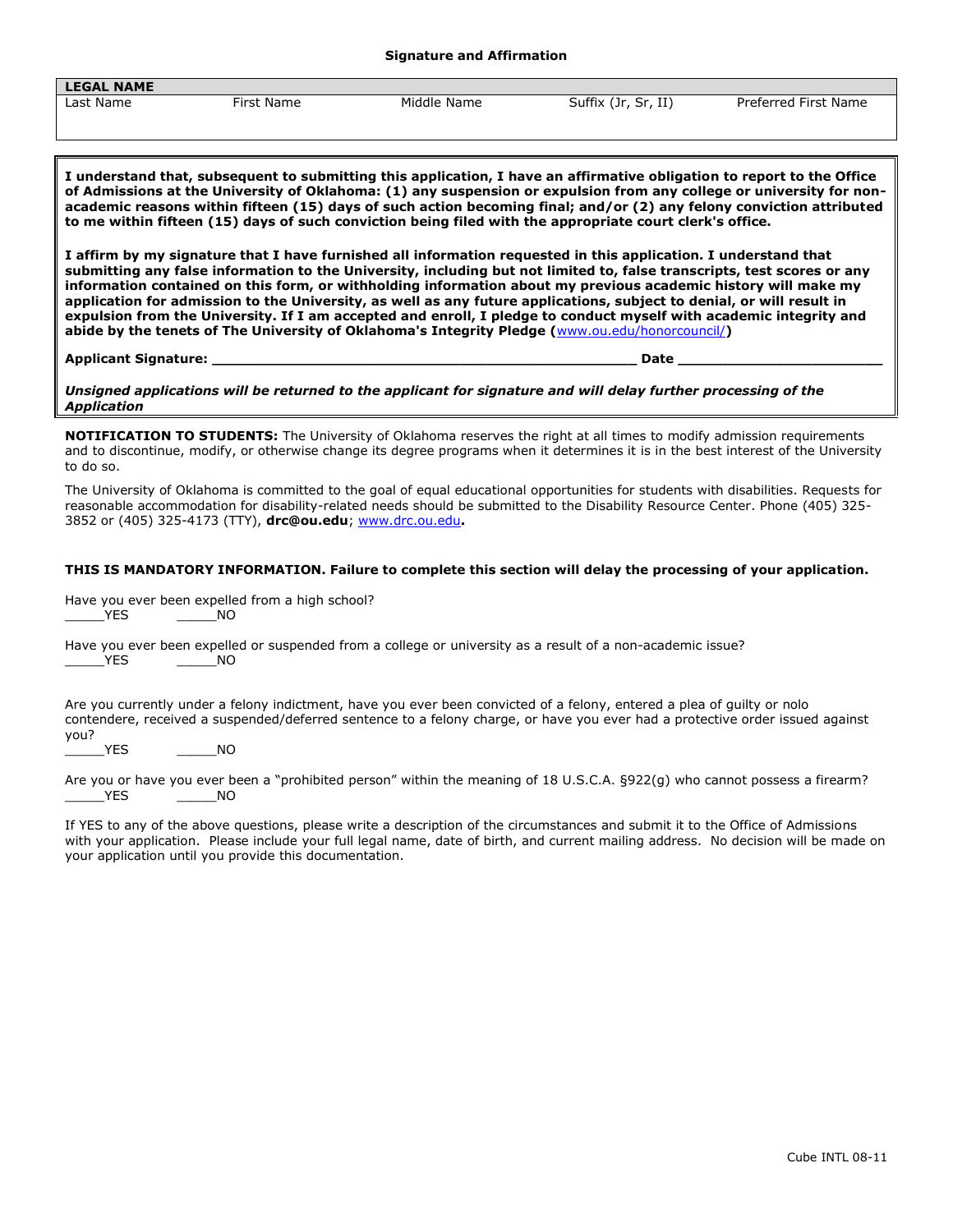## Signature and Affirmation

| LEGAL NAME | | | | |
|---|---|---|---|---|
| Last Name | First Name | Middle Name | Suffix (Jr, Sr, II) | Preferred First Name |
| | | | | |

**I understand that, subsequent to submitting this application, I have an affirmative obligation to report to the Office of Admissions at the University of Oklahoma: (1) any suspension or expulsion from any college or university for non-academic reasons within fifteen (15) days of such action becoming final; and/or (2) any felony conviction attributed to me within fifteen (15) days of such conviction being filed with the appropriate court clerk's office.**

**I affirm by my signature that I have furnished all information requested in this application. I understand that submitting any false information to the University, including but not limited to, false transcripts, test scores or any information contained on this form, or withholding information about my previous academic history will make my application for admission to the University, as well as any future applications, subject to denial, or will result in expulsion from the University. If I am accepted and enroll, I pledge to conduct myself with academic integrity and abide by the tenets of The University of Oklahoma's Integrity Pledge (www.ou.edu/honorcouncil/)**

**Applicant Signature: ___________________________________________________ Date _______________________**

***Unsigned applications will be returned to the applicant for signature and will delay further processing of the Application***

**NOTIFICATION TO STUDENTS:** The University of Oklahoma reserves the right at all times to modify admission requirements and to discontinue, modify, or otherwise change its degree programs when it determines it is in the best interest of the University to do so.

The University of Oklahoma is committed to the goal of equal educational opportunities for students with disabilities. Requests for reasonable accommodation for disability-related needs should be submitted to the Disability Resource Center. Phone (405) 325-3852 or (405) 325-4173 (TTY), **drc@ou.edu**; www.drc.ou.edu**.**

**THIS IS MANDATORY INFORMATION. Failure to complete this section will delay the processing of your application.**

Have you ever been expelled from a high school?
_____YES _____NO

Have you ever been expelled or suspended from a college or university as a result of a non-academic issue?
_____YES _____NO

Are you currently under a felony indictment, have you ever been convicted of a felony, entered a plea of guilty or nolo contendere, received a suspended/deferred sentence to a felony charge, or have you ever had a protective order issued against you?
_____YES _____NO

Are you or have you ever been a "prohibited person" within the meaning of 18 U.S.C.A. §922(g) who cannot possess a firearm?
_____YES _____NO

If YES to any of the above questions, please write a description of the circumstances and submit it to the Office of Admissions with your application. Please include your full legal name, date of birth, and current mailing address. No decision will be made on your application until you provide this documentation.

Cube INTL 08-11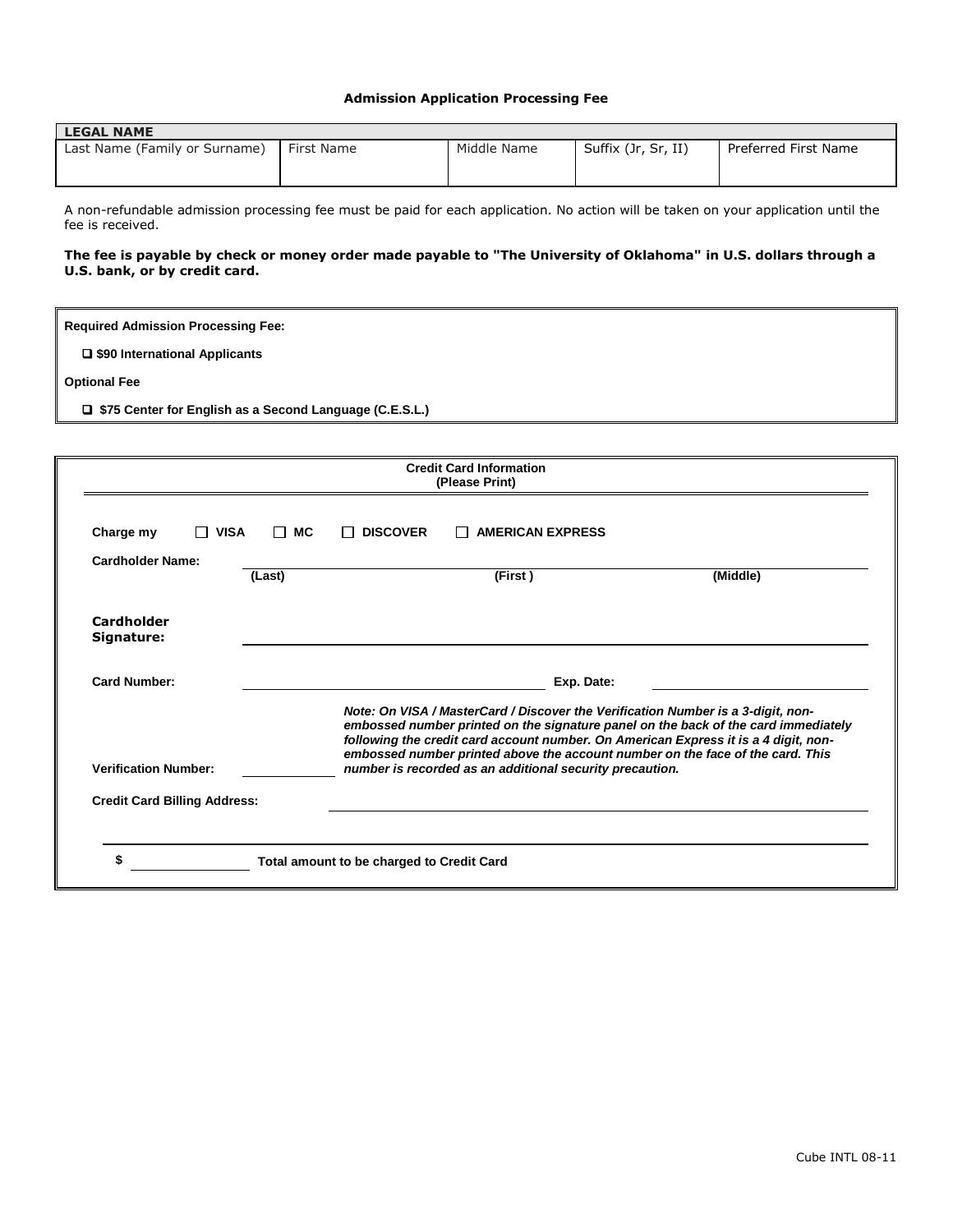## Admission Application Processing Fee

| LEGAL NAME | | | | |
|---|---|---|---|---|
| Last Name (Family or Surname) | First Name | Middle Name | Suffix (Jr, Sr, II) | Preferred First Name |
| | | | | |

A non-refundable admission processing fee must be paid for each application. No action will be taken on your application until the fee is received.

**The fee is payable by check or money order made payable to "The University of Oklahoma" in U.S. dollars through a U.S. bank, or by credit card.**

**Required Admission Processing Fee:**

- ☐ **$90 International Applicants**

**Optional Fee**

- ☐ **$75 Center for English as a Second Language (C.E.S.L.)**

**Credit Card Information**
**(Please Print)**

**Charge my** ☐ **VISA** ☐ **MC** ☐ **DISCOVER** ☐ **AMERICAN EXPRESS**

**Cardholder Name:** ______________________________
**(Last)** **(First )** **(Middle)**

**Cardholder Signature:** ______________________________

**Card Number:** ______________________________ **Exp. Date:** ______________________________

**Verification Number:** ____________ ***Note: On VISA / MasterCard / Discover the Verification Number is a 3-digit, non-embossed number printed on the signature panel on the back of the card immediately following the credit card account number. On American Express it is a 4 digit, non-embossed number printed above the account number on the face of the card. This number is recorded as an additional security precaution.***

**Credit Card Billing Address:** ______________________________

**$** ____________ **Total amount to be charged to Credit Card**

Cube INTL 08-11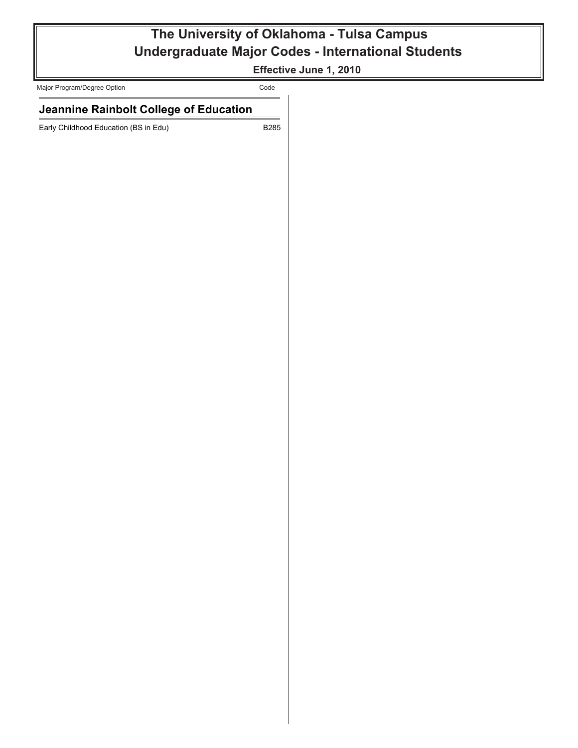# The University of Oklahoma - Tulsa Campus
# Undergraduate Major Codes - International Students

**Effective June 1, 2010**

| Major Program/Degree Option | Code |
|---|---|
| **Jeannine Rainbolt College of Education** | |
| Early Childhood Education (BS in Edu) | B285 |